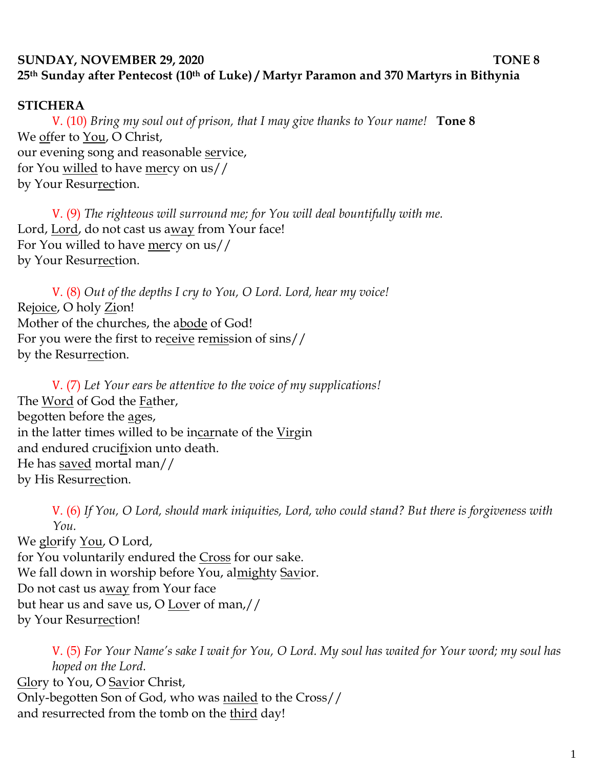**SUNDAY, NOVEMBER 29, 2020 TONE 8**
**25th Sunday after Pentecost (10th of Luke) / Martyr Paramon and 370 Martyrs in Bithynia**

**STICHERA**

V. (10) *Bring my soul out of prison, that I may give thanks to Your name!* **Tone 8**
We offer to You, O Christ,
our evening song and reasonable service,
for You willed to have mercy on us//
by Your Resurrection.

V. (9) *The righteous will surround me; for You will deal bountifully with me.*
Lord, Lord, do not cast us away from Your face!
For You willed to have mercy on us//
by Your Resurrection.

V. (8) *Out of the depths I cry to You, O Lord. Lord, hear my voice!*
Rejoice, O holy Zion!
Mother of the churches, the abode of God!
For you were the first to receive remission of sins//
by the Resurrection.

V. (7) *Let Your ears be attentive to the voice of my supplications!*
The Word of God the Father,
begotten before the ages,
in the latter times willed to be incarnate of the Virgin
and endured crucifixion unto death.
He has saved mortal man//
by His Resurrection.

V. (6) *If You, O Lord, should mark iniquities, Lord, who could stand? But there is forgiveness with You.*
We glorify You, O Lord,
for You voluntarily endured the Cross for our sake.
We fall down in worship before You, almighty Savior.
Do not cast us away from Your face
but hear us and save us, O Lover of man,//
by Your Resurrection!

V. (5) *For Your Name's sake I wait for You, O Lord. My soul has waited for Your word; my soul has hoped on the Lord.*
Glory to You, O Savior Christ,
Only-begotten Son of God, who was nailed to the Cross//
and resurrected from the tomb on the third day!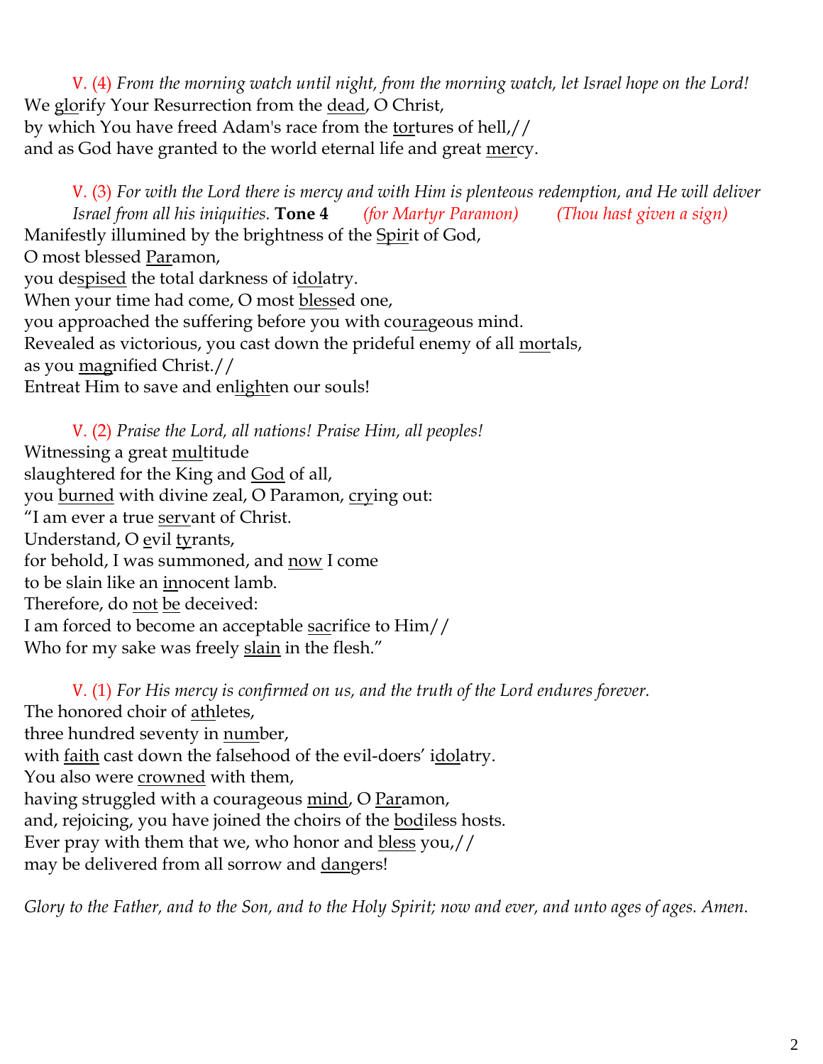V. (4) *From the morning watch until night, from the morning watch, let Israel hope on the Lord!*
We glorify Your Resurrection from the dead, O Christ,
by which You have freed Adam's race from the tortures of hell,//
and as God have granted to the world eternal life and great mercy.

V. (3) *For with the Lord there is mercy and with Him is plenteous redemption, and He will deliver Israel from all his iniquities.* **Tone 4** *(for Martyr Paramon)* *(Thou hast given a sign)*
Manifestly illumined by the brightness of the Spirit of God,
O most blessed Paramon,
you despised the total darkness of idolatry.
When your time had come, O most blessed one,
you approached the suffering before you with courageous mind.
Revealed as victorious, you cast down the prideful enemy of all mortals,
as you magnified Christ.//
Entreat Him to save and enlighten our souls!

V. (2) *Praise the Lord, all nations! Praise Him, all peoples!*
Witnessing a great multitude
slaughtered for the King and God of all,
you burned with divine zeal, O Paramon, crying out:
"I am ever a true servant of Christ.
Understand, O evil tyrants,
for behold, I was summoned, and now I come
to be slain like an innocent lamb.
Therefore, do not be deceived:
I am forced to become an acceptable sacrifice to Him//
Who for my sake was freely slain in the flesh."

V. (1) *For His mercy is confirmed on us, and the truth of the Lord endures forever.*
The honored choir of athletes,
three hundred seventy in number,
with faith cast down the falsehood of the evil-doers' idolatry.
You also were crowned with them,
having struggled with a courageous mind, O Paramon,
and, rejoicing, you have joined the choirs of the bodiless hosts.
Ever pray with them that we, who honor and bless you,//
may be delivered from all sorrow and dangers!

*Glory to the Father, and to the Son, and to the Holy Spirit; now and ever, and unto ages of ages. Amen.*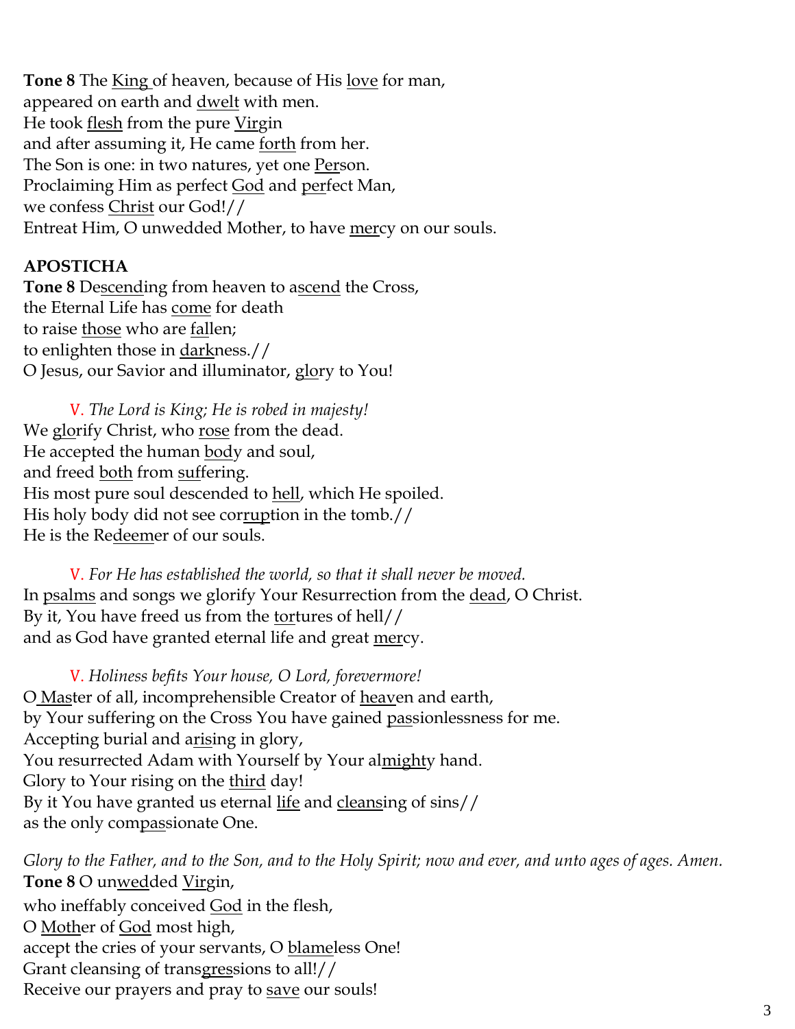**Tone 8** The <u>King</u> of heaven, because of His <u>love</u> for man,
appeared on earth and <u>dwelt</u> with men.
He took <u>flesh</u> from the pure <u>Vir</u>gin
and after assuming it, He came <u>forth</u> from her.
The Son is one: in two natures, yet one <u>Per</u>son.
Proclaiming Him as perfect <u>God</u> and <u>per</u>fect Man,
we confess <u>Christ</u> our God!//
Entreat Him, O unwedded Mother, to have <u>mer</u>cy on our souls.

**APOSTICHA**

**Tone 8** De<u>scend</u>ing from heaven to a<u>scend</u> the Cross,
the Eternal Life has <u>come</u> for death
to raise <u>those</u> who are <u>fal</u>len;
to enlighten those in <u>dark</u>ness.//
O Jesus, our Savior and illuminator, <u>glo</u>ry to You!

V. *The Lord is King; He is robed in majesty!*
We <u>glo</u>rify Christ, who <u>rose</u> from the dead.
He accepted the human <u>bod</u>y and soul,
and freed <u>both</u> from <u>suf</u>fering.
His most pure soul descended to <u>hell</u>, which He spoiled.
His holy body did not see cor<u>rup</u>tion in the tomb.//
He is the Re<u>deem</u>er of our souls.

V. *For He has established the world, so that it shall never be moved.*
In <u>psalms</u> and songs we glorify Your Resurrection from the <u>dead</u>, O Christ.
By it, You have freed us from the <u>tor</u>tures of hell//
and as God have granted eternal life and great <u>mer</u>cy.

V. *Holiness befits Your house, O Lord, forevermore!*
O <u>Mas</u>ter of all, incomprehensible Creator of <u>hea</u>ven and earth,
by Your suffering on the Cross You have gained <u>pas</u>sionlessness for me.
Accepting burial and a<u>ris</u>ing in glory,
You resurrected Adam with Yourself by Your al<u>might</u>y hand.
Glory to Your rising on the <u>third</u> day!
By it You have granted us eternal <u>life</u> and <u>cleans</u>ing of sins//
as the only com<u>pas</u>sionate One.

*Glory to the Father, and to the Son, and to the Holy Spirit; now and ever, and unto ages of ages. Amen.*

**Tone 8** O un<u>wed</u>ded <u>Vir</u>gin,
who ineffably conceived <u>God</u> in the flesh,
O <u>Moth</u>er of <u>God</u> most high,
accept the cries of your servants, O <u>blame</u>less One!
Grant cleansing of trans<u>gres</u>sions to all!//
Receive our prayers and pray to <u>save</u> our souls!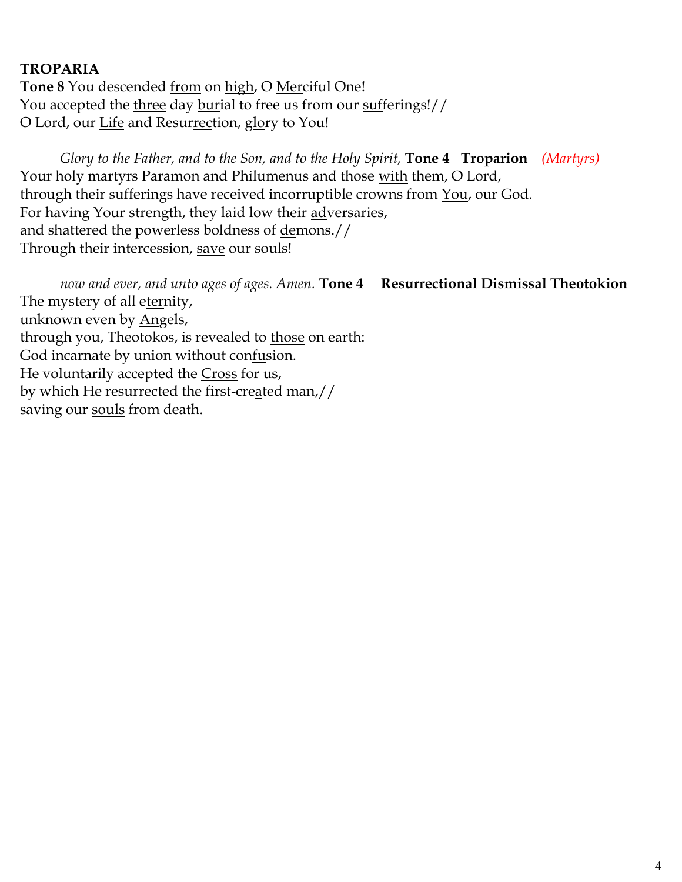**TROPARIA**

**Tone 8** You descended from on high, O Merciful One!
You accepted the three day burial to free us from our sufferings!//
O Lord, our Life and Resurrection, glory to You!

*Glory to the Father, and to the Son, and to the Holy Spirit,* **Tone 4 Troparion** *(Martyrs)*
Your holy martyrs Paramon and Philumenus and those with them, O Lord,
through their sufferings have received incorruptible crowns from You, our God.
For having Your strength, they laid low their adversaries,
and shattered the powerless boldness of demons.//
Through their intercession, save our souls!

*now and ever, and unto ages of ages. Amen.* **Tone 4 Resurrectional Dismissal Theotokion**
The mystery of all eternity,
unknown even by Angels,
through you, Theotokos, is revealed to those on earth:
God incarnate by union without confusion.
He voluntarily accepted the Cross for us,
by which He resurrected the first-created man,//
saving our souls from death.